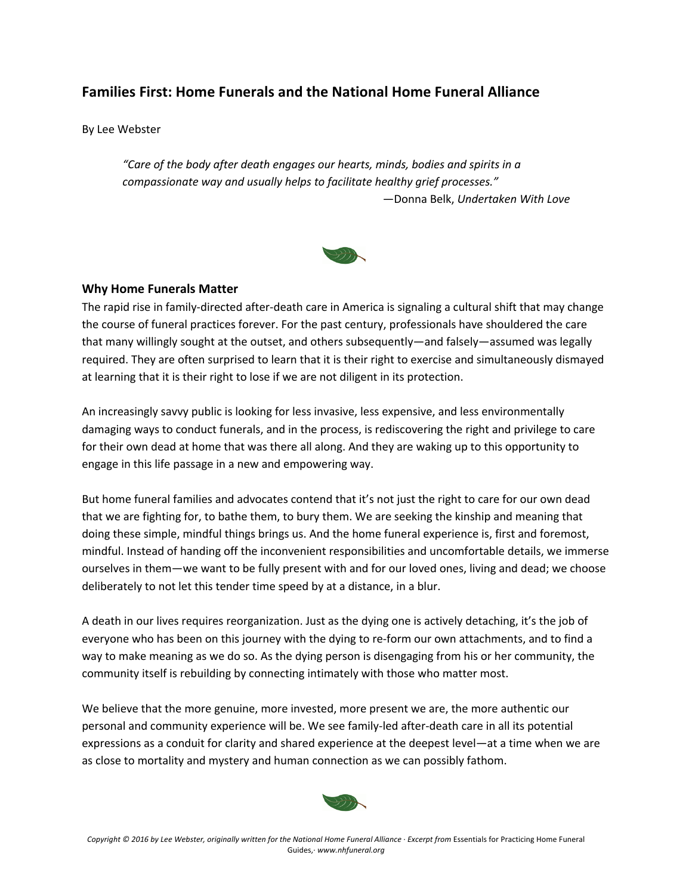## Families First: Home Funerals and the National Home Funeral Alliance

By Lee Webster

> *"Care of the body after death engages our hearts, minds, bodies and spirits in a compassionate way and usually helps to facilitate healthy grief processes."*
>
> —Donna Belk, *Undertaken With Love*

### Why Home Funerals Matter

The rapid rise in family-directed after-death care in America is signaling a cultural shift that may change the course of funeral practices forever. For the past century, professionals have shouldered the care that many willingly sought at the outset, and others subsequently—and falsely—assumed was legally required. They are often surprised to learn that it is their right to exercise and simultaneously dismayed at learning that it is their right to lose if we are not diligent in its protection.

An increasingly savvy public is looking for less invasive, less expensive, and less environmentally damaging ways to conduct funerals, and in the process, is rediscovering the right and privilege to care for their own dead at home that was there all along. And they are waking up to this opportunity to engage in this life passage in a new and empowering way.

But home funeral families and advocates contend that it's not just the right to care for our own dead that we are fighting for, to bathe them, to bury them. We are seeking the kinship and meaning that doing these simple, mindful things brings us. And the home funeral experience is, first and foremost, mindful. Instead of handing off the inconvenient responsibilities and uncomfortable details, we immerse ourselves in them—we want to be fully present with and for our loved ones, living and dead; we choose deliberately to not let this tender time speed by at a distance, in a blur.

A death in our lives requires reorganization. Just as the dying one is actively detaching, it's the job of everyone who has been on this journey with the dying to re-form our own attachments, and to find a way to make meaning as we do so. As the dying person is disengaging from his or her community, the community itself is rebuilding by connecting intimately with those who matter most.

We believe that the more genuine, more invested, more present we are, the more authentic our personal and community experience will be. We see family-led after-death care in all its potential expressions as a conduit for clarity and shared experience at the deepest level—at a time when we are as close to mortality and mystery and human connection as we can possibly fathom.

*Copyright © 2016 by Lee Webster, originally written for the National Home Funeral Alliance · Excerpt from* Essentials for Practicing Home Funeral Guides,*· www.nhfuneral.org*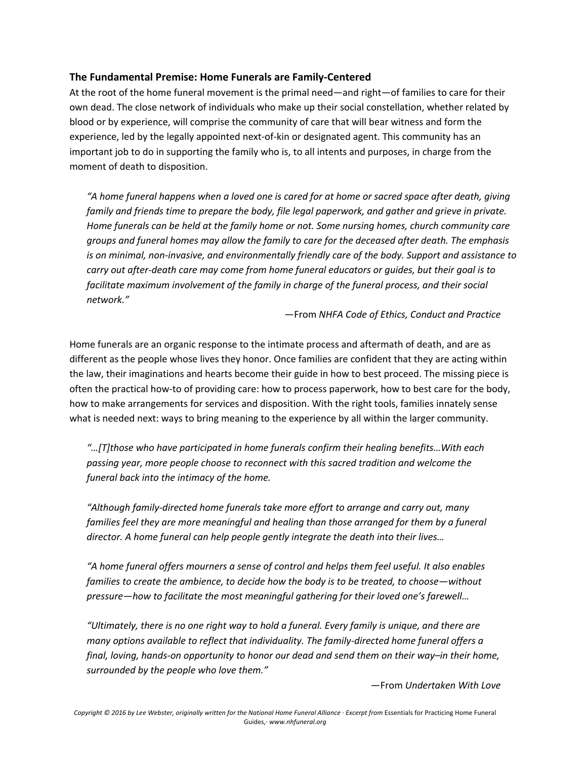### The Fundamental Premise: Home Funerals are Family-Centered

At the root of the home funeral movement is the primal need—and right—of families to care for their own dead. The close network of individuals who make up their social constellation, whether related by blood or by experience, will comprise the community of care that will bear witness and form the experience, led by the legally appointed next-of-kin or designated agent. This community has an important job to do in supporting the family who is, to all intents and purposes, in charge from the moment of death to disposition.

> *"A home funeral happens when a loved one is cared for at home or sacred space after death, giving family and friends time to prepare the body, file legal paperwork, and gather and grieve in private. Home funerals can be held at the family home or not. Some nursing homes, church community care groups and funeral homes may allow the family to care for the deceased after death. The emphasis is on minimal, non-invasive, and environmentally friendly care of the body. Support and assistance to carry out after-death care may come from home funeral educators or guides, but their goal is to facilitate maximum involvement of the family in charge of the funeral process, and their social network."*
>
> —From *NHFA Code of Ethics, Conduct and Practice*

Home funerals are an organic response to the intimate process and aftermath of death, and are as different as the people whose lives they honor. Once families are confident that they are acting within the law, their imaginations and hearts become their guide in how to best proceed. The missing piece is often the practical how-to of providing care: how to process paperwork, how to best care for the body, how to make arrangements for services and disposition. With the right tools, families innately sense what is needed next: ways to bring meaning to the experience by all within the larger community.

> *"…[T]those who have participated in home funerals confirm their healing benefits…With each passing year, more people choose to reconnect with this sacred tradition and welcome the funeral back into the intimacy of the home.*
>
> *"Although family-directed home funerals take more effort to arrange and carry out, many families feel they are more meaningful and healing than those arranged for them by a funeral director. A home funeral can help people gently integrate the death into their lives…*
>
> *"A home funeral offers mourners a sense of control and helps them feel useful. It also enables families to create the ambience, to decide how the body is to be treated, to choose—without pressure—how to facilitate the most meaningful gathering for their loved one's farewell…*
>
> *"Ultimately, there is no one right way to hold a funeral. Every family is unique, and there are many options available to reflect that individuality. The family-directed home funeral offers a final, loving, hands-on opportunity to honor our dead and send them on their way–in their home, surrounded by the people who love them."*
>
> —From *Undertaken With Love*

*Copyright © 2016 by Lee Webster, originally written for the National Home Funeral Alliance · Excerpt from* Essentials for Practicing Home Funeral Guides,*· www.nhfuneral.org*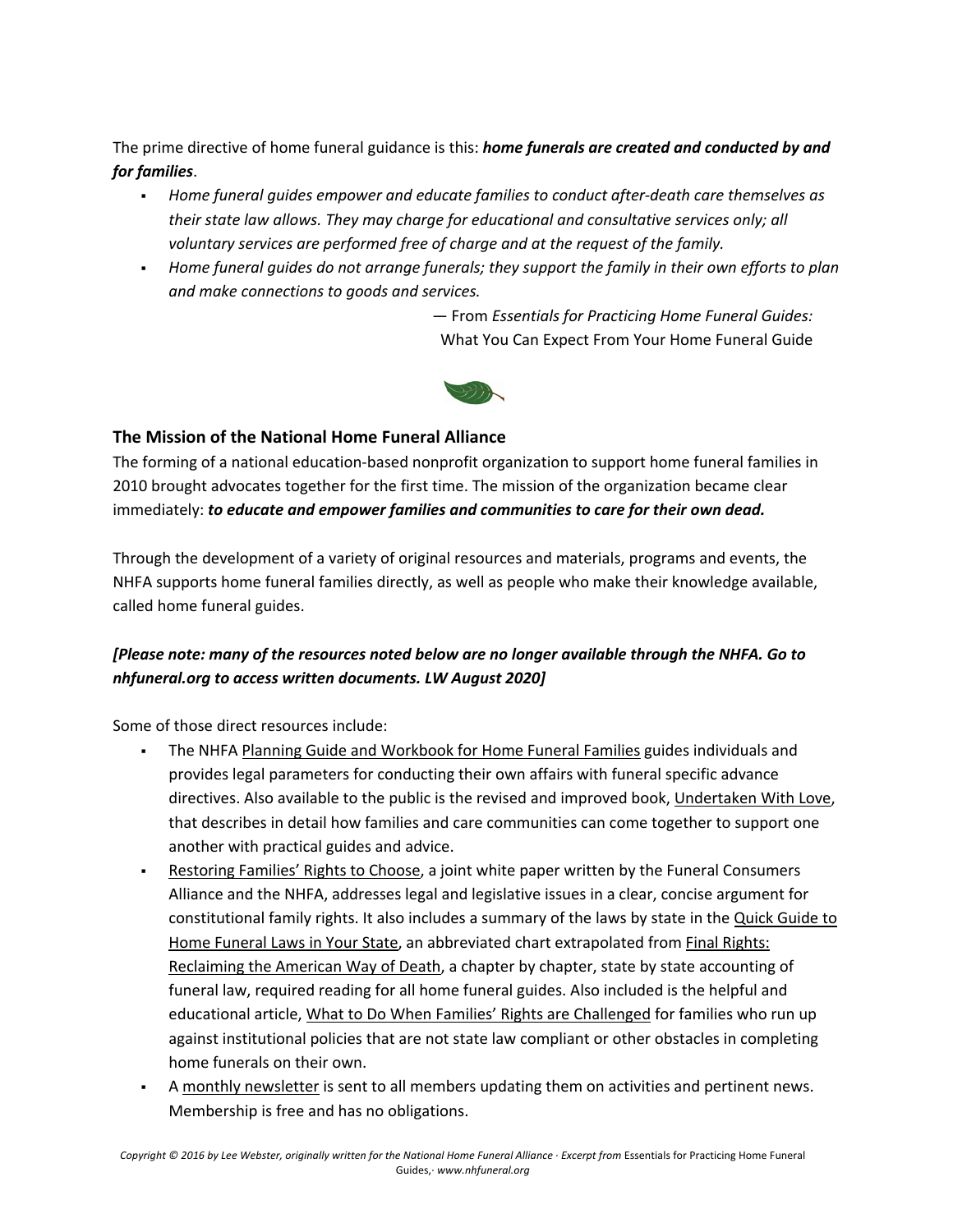The prime directive of home funeral guidance is this: ***home funerals are created and conducted by and for families***.

- *Home funeral guides empower and educate families to conduct after-death care themselves as their state law allows. They may charge for educational and consultative services only; all voluntary services are performed free of charge and at the request of the family.*
- *Home funeral guides do not arrange funerals; they support the family in their own efforts to plan and make connections to goods and services.*

— From *Essentials for Practicing Home Funeral Guides:* What You Can Expect From Your Home Funeral Guide

### The Mission of the National Home Funeral Alliance

The forming of a national education-based nonprofit organization to support home funeral families in 2010 brought advocates together for the first time. The mission of the organization became clear immediately: ***to educate and empower families and communities to care for their own dead.***

Through the development of a variety of original resources and materials, programs and events, the NHFA supports home funeral families directly, as well as people who make their knowledge available, called home funeral guides.

***[Please note: many of the resources noted below are no longer available through the NHFA. Go to nhfuneral.org to access written documents. LW August 2020]***

Some of those direct resources include:

- The NHFA Planning Guide and Workbook for Home Funeral Families guides individuals and provides legal parameters for conducting their own affairs with funeral specific advance directives. Also available to the public is the revised and improved book, Undertaken With Love, that describes in detail how families and care communities can come together to support one another with practical guides and advice.
- Restoring Families' Rights to Choose, a joint white paper written by the Funeral Consumers Alliance and the NHFA, addresses legal and legislative issues in a clear, concise argument for constitutional family rights. It also includes a summary of the laws by state in the Quick Guide to Home Funeral Laws in Your State, an abbreviated chart extrapolated from Final Rights: Reclaiming the American Way of Death, a chapter by chapter, state by state accounting of funeral law, required reading for all home funeral guides. Also included is the helpful and educational article, What to Do When Families' Rights are Challenged for families who run up against institutional policies that are not state law compliant or other obstacles in completing home funerals on their own.
- A monthly newsletter is sent to all members updating them on activities and pertinent news. Membership is free and has no obligations.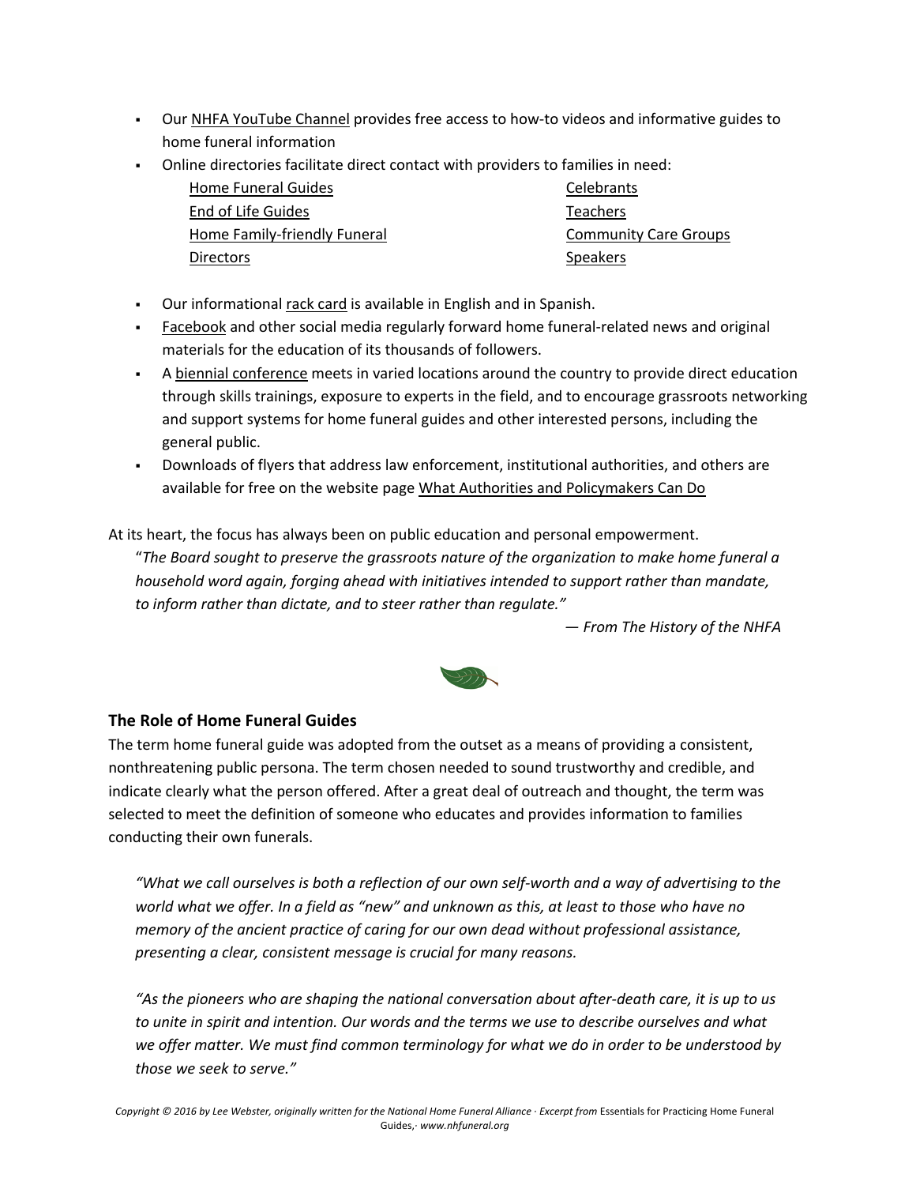- Our NHFA YouTube Channel provides free access to how-to videos and informative guides to home funeral information
- Online directories facilitate direct contact with providers to families in need:
  - Home Funeral Guides
  - End of Life Guides
  - Home Family-friendly Funeral Directors
  - Celebrants
  - Teachers
  - Community Care Groups
  - Speakers
- Our informational rack card is available in English and in Spanish.
- Facebook and other social media regularly forward home funeral-related news and original materials for the education of its thousands of followers.
- A biennial conference meets in varied locations around the country to provide direct education through skills trainings, exposure to experts in the field, and to encourage grassroots networking and support systems for home funeral guides and other interested persons, including the general public.
- Downloads of flyers that address law enforcement, institutional authorities, and others are available for free on the website page What Authorities and Policymakers Can Do

At its heart, the focus has always been on public education and personal empowerment.

> "*The Board sought to preserve the grassroots nature of the organization to make home funeral a household word again, forging ahead with initiatives intended to support rather than mandate, to inform rather than dictate, and to steer rather than regulate."*
>
> *— From The History of the NHFA*

### The Role of Home Funeral Guides

The term home funeral guide was adopted from the outset as a means of providing a consistent, nonthreatening public persona. The term chosen needed to sound trustworthy and credible, and indicate clearly what the person offered. After a great deal of outreach and thought, the term was selected to meet the definition of someone who educates and provides information to families conducting their own funerals.

> *"What we call ourselves is both a reflection of our own self-worth and a way of advertising to the world what we offer. In a field as "new" and unknown as this, at least to those who have no memory of the ancient practice of caring for our own dead without professional assistance, presenting a clear, consistent message is crucial for many reasons.*
>
> *"As the pioneers who are shaping the national conversation about after-death care, it is up to us to unite in spirit and intention. Our words and the terms we use to describe ourselves and what we offer matter. We must find common terminology for what we do in order to be understood by those we seek to serve."*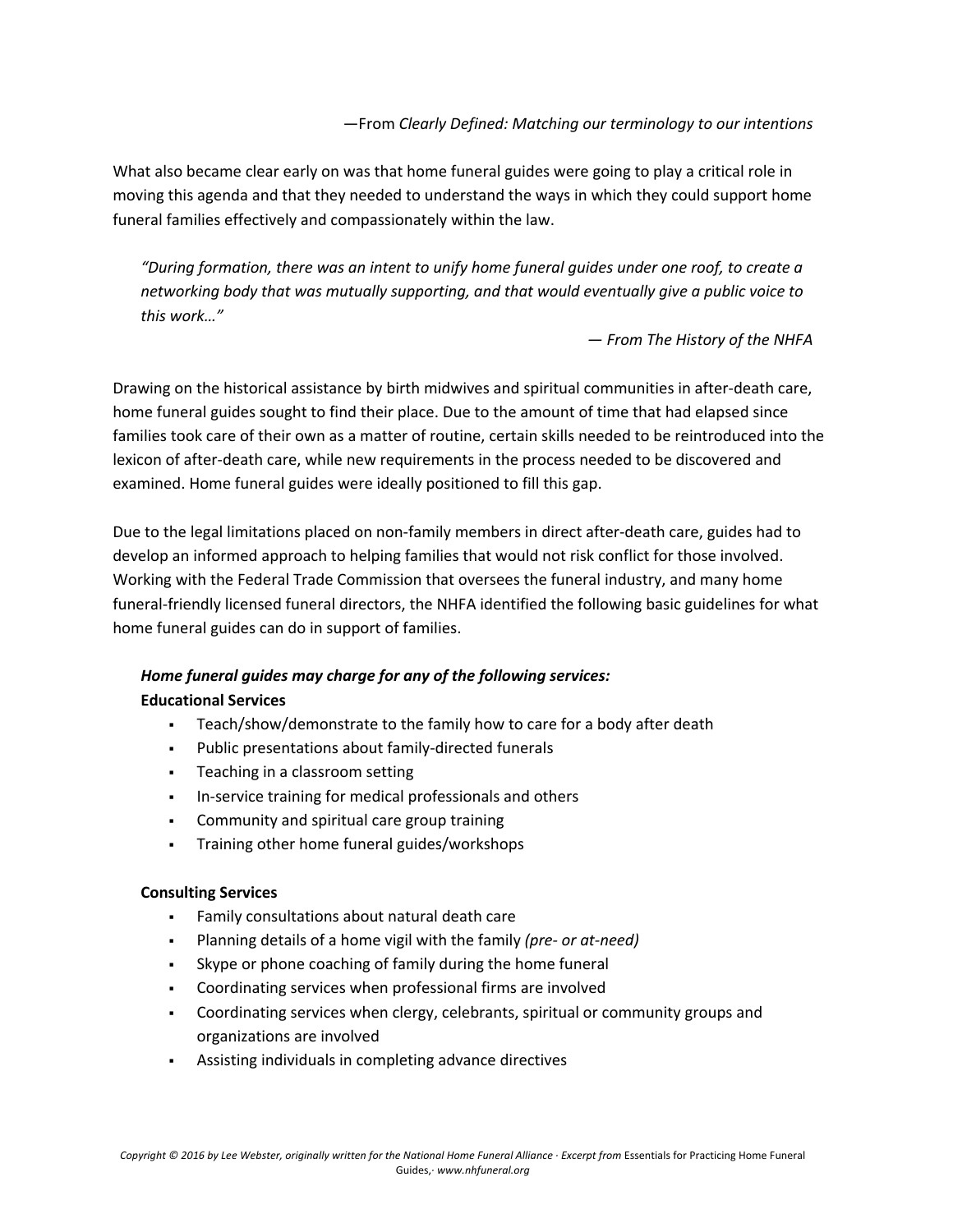—From *Clearly Defined: Matching our terminology to our intentions*

What also became clear early on was that home funeral guides were going to play a critical role in moving this agenda and that they needed to understand the ways in which they could support home funeral families effectively and compassionately within the law.

> *"During formation, there was an intent to unify home funeral guides under one roof, to create a networking body that was mutually supporting, and that would eventually give a public voice to this work…"*
>
> *— From The History of the NHFA*

Drawing on the historical assistance by birth midwives and spiritual communities in after-death care, home funeral guides sought to find their place. Due to the amount of time that had elapsed since families took care of their own as a matter of routine, certain skills needed to be reintroduced into the lexicon of after-death care, while new requirements in the process needed to be discovered and examined. Home funeral guides were ideally positioned to fill this gap.

Due to the legal limitations placed on non-family members in direct after-death care, guides had to develop an informed approach to helping families that would not risk conflict for those involved. Working with the Federal Trade Commission that oversees the funeral industry, and many home funeral-friendly licensed funeral directors, the NHFA identified the following basic guidelines for what home funeral guides can do in support of families.

***Home funeral guides may charge for any of the following services:***

**Educational Services**

- Teach/show/demonstrate to the family how to care for a body after death
- Public presentations about family-directed funerals
- Teaching in a classroom setting
- In-service training for medical professionals and others
- Community and spiritual care group training
- Training other home funeral guides/workshops

**Consulting Services**

- Family consultations about natural death care
- Planning details of a home vigil with the family *(pre- or at-need)*
- Skype or phone coaching of family during the home funeral
- Coordinating services when professional firms are involved
- Coordinating services when clergy, celebrants, spiritual or community groups and organizations are involved
- Assisting individuals in completing advance directives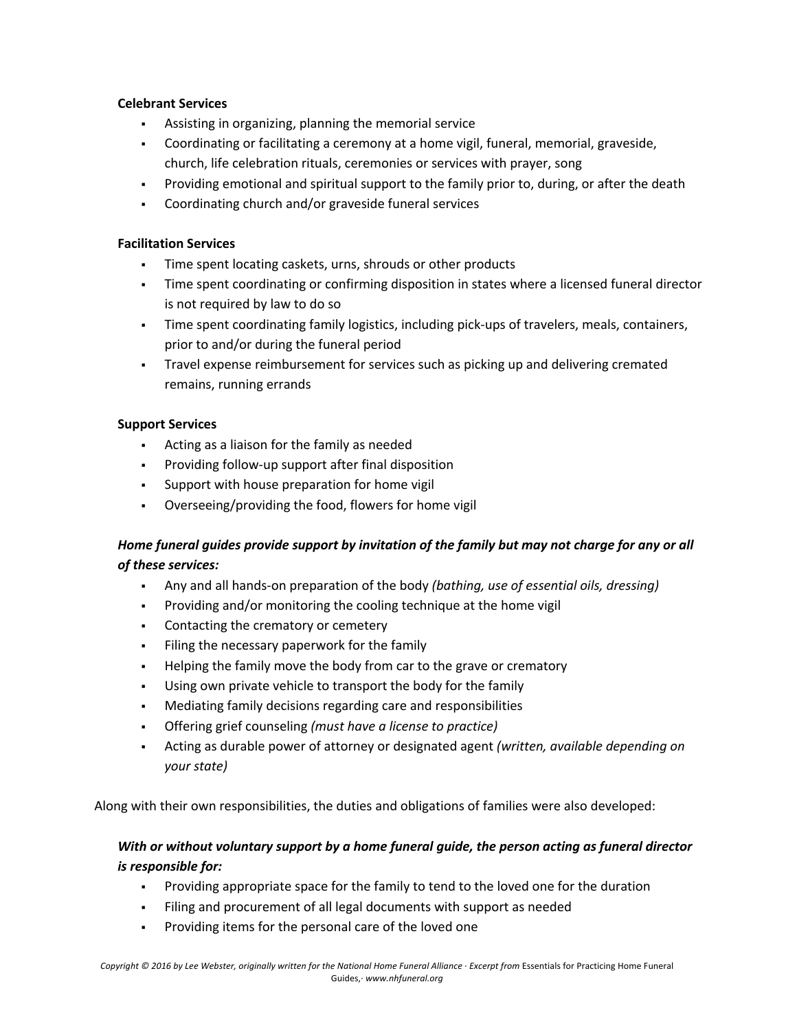**Celebrant Services**

- Assisting in organizing, planning the memorial service
- Coordinating or facilitating a ceremony at a home vigil, funeral, memorial, graveside, church, life celebration rituals, ceremonies or services with prayer, song
- Providing emotional and spiritual support to the family prior to, during, or after the death
- Coordinating church and/or graveside funeral services

**Facilitation Services**

- Time spent locating caskets, urns, shrouds or other products
- Time spent coordinating or confirming disposition in states where a licensed funeral director is not required by law to do so
- Time spent coordinating family logistics, including pick-ups of travelers, meals, containers, prior to and/or during the funeral period
- Travel expense reimbursement for services such as picking up and delivering cremated remains, running errands

**Support Services**

- Acting as a liaison for the family as needed
- Providing follow-up support after final disposition
- Support with house preparation for home vigil
- Overseeing/providing the food, flowers for home vigil

***Home funeral guides provide support by invitation of the family but may not charge for any or all of these services:***

- Any and all hands-on preparation of the body *(bathing, use of essential oils, dressing)*
- Providing and/or monitoring the cooling technique at the home vigil
- Contacting the crematory or cemetery
- Filing the necessary paperwork for the family
- Helping the family move the body from car to the grave or crematory
- Using own private vehicle to transport the body for the family
- Mediating family decisions regarding care and responsibilities
- Offering grief counseling *(must have a license to practice)*
- Acting as durable power of attorney or designated agent *(written, available depending on your state)*

Along with their own responsibilities, the duties and obligations of families were also developed:

***With or without voluntary support by a home funeral guide, the person acting as funeral director is responsible for:***

- Providing appropriate space for the family to tend to the loved one for the duration
- Filing and procurement of all legal documents with support as needed
- Providing items for the personal care of the loved one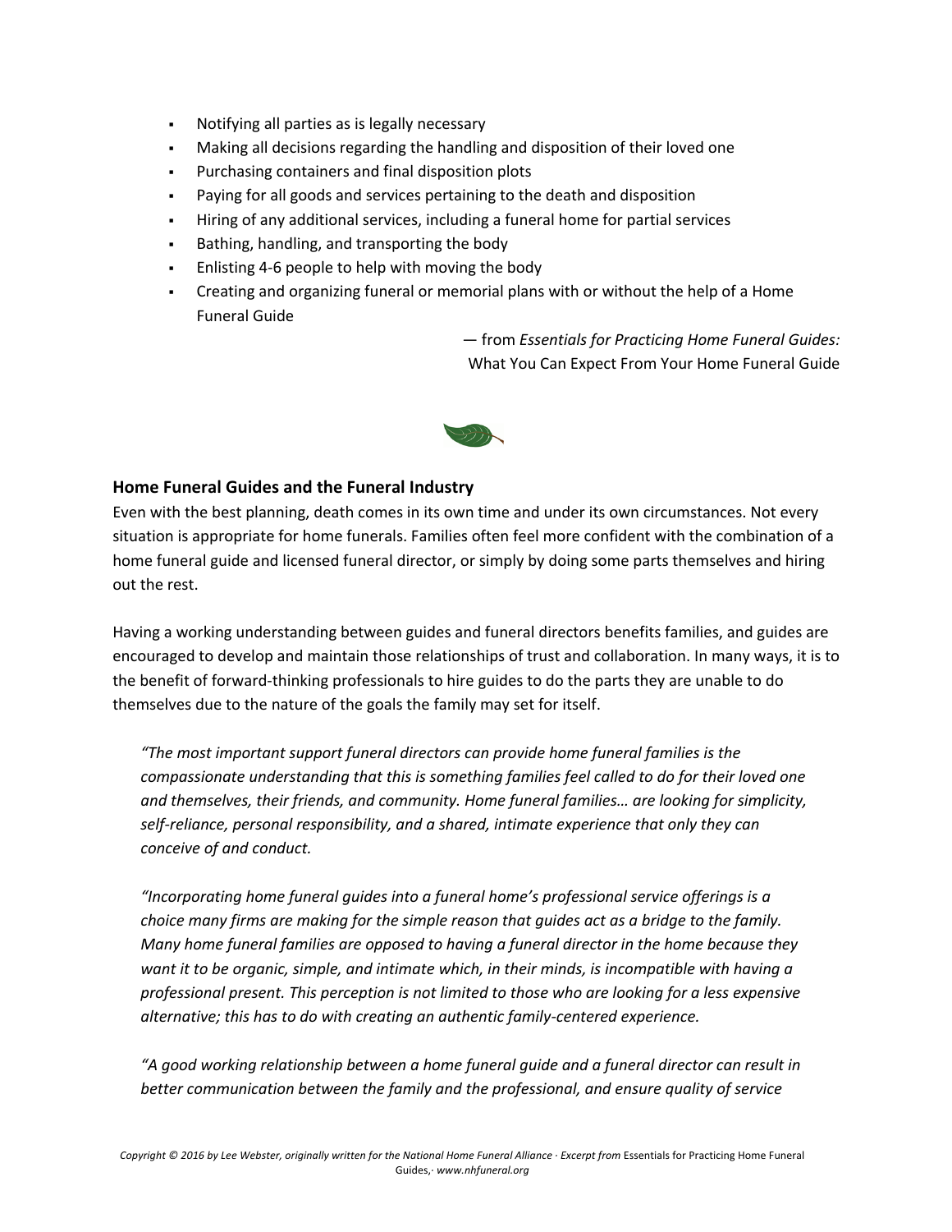- Notifying all parties as is legally necessary
- Making all decisions regarding the handling and disposition of their loved one
- Purchasing containers and final disposition plots
- Paying for all goods and services pertaining to the death and disposition
- Hiring of any additional services, including a funeral home for partial services
- Bathing, handling, and transporting the body
- Enlisting 4-6 people to help with moving the body
- Creating and organizing funeral or memorial plans with or without the help of a Home Funeral Guide

— from *Essentials for Practicing Home Funeral Guides:* What You Can Expect From Your Home Funeral Guide

### Home Funeral Guides and the Funeral Industry

Even with the best planning, death comes in its own time and under its own circumstances. Not every situation is appropriate for home funerals. Families often feel more confident with the combination of a home funeral guide and licensed funeral director, or simply by doing some parts themselves and hiring out the rest.

Having a working understanding between guides and funeral directors benefits families, and guides are encouraged to develop and maintain those relationships of trust and collaboration. In many ways, it is to the benefit of forward-thinking professionals to hire guides to do the parts they are unable to do themselves due to the nature of the goals the family may set for itself.

*"The most important support funeral directors can provide home funeral families is the compassionate understanding that this is something families feel called to do for their loved one and themselves, their friends, and community. Home funeral families… are looking for simplicity, self-reliance, personal responsibility, and a shared, intimate experience that only they can conceive of and conduct.*

*"Incorporating home funeral guides into a funeral home's professional service offerings is a choice many firms are making for the simple reason that guides act as a bridge to the family. Many home funeral families are opposed to having a funeral director in the home because they want it to be organic, simple, and intimate which, in their minds, is incompatible with having a professional present. This perception is not limited to those who are looking for a less expensive alternative; this has to do with creating an authentic family-centered experience.*

*"A good working relationship between a home funeral guide and a funeral director can result in better communication between the family and the professional, and ensure quality of service*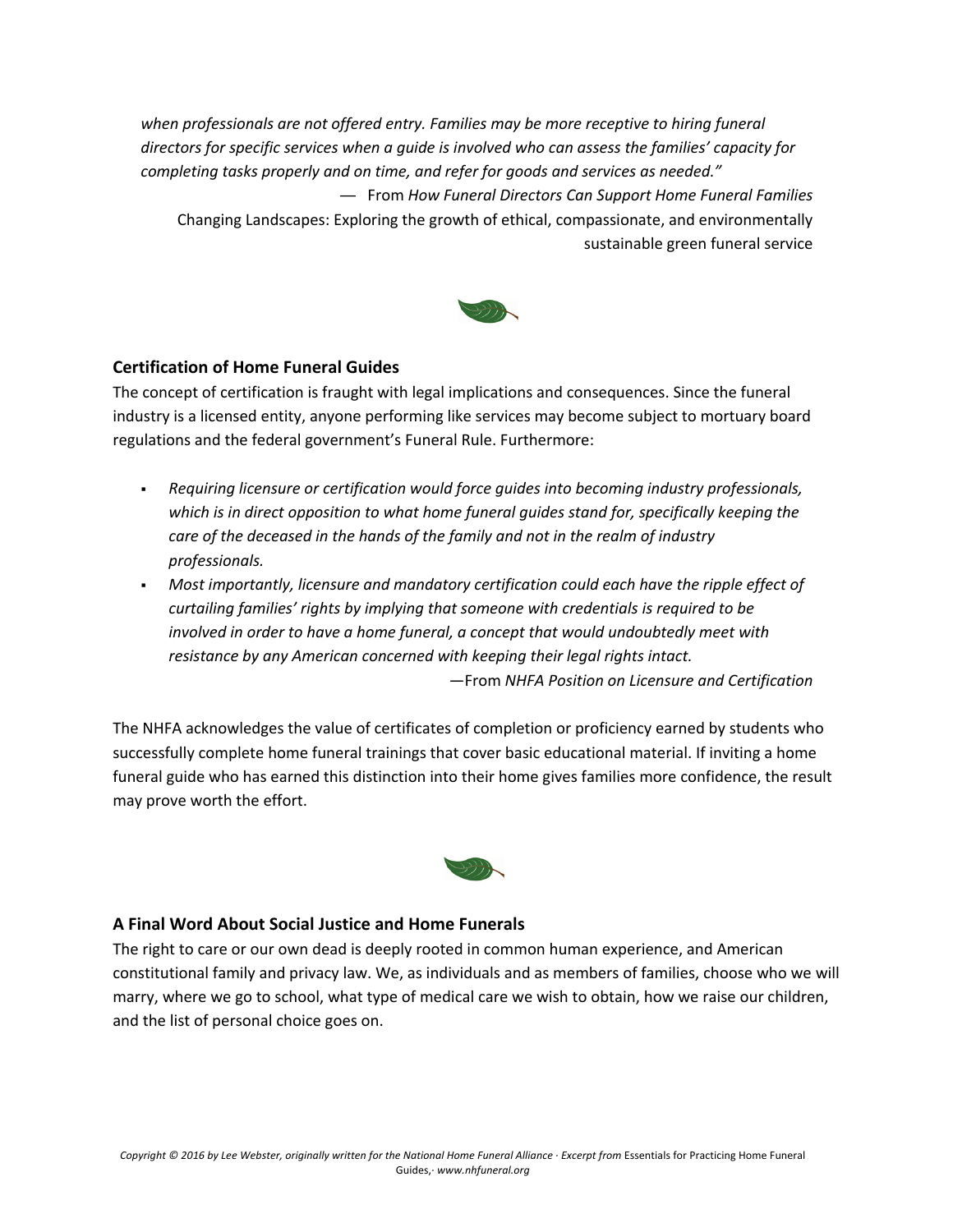*when professionals are not offered entry. Families may be more receptive to hiring funeral directors for specific services when a guide is involved who can assess the families' capacity for completing tasks properly and on time, and refer for goods and services as needed."*

— From *How Funeral Directors Can Support Home Funeral Families*
Changing Landscapes: Exploring the growth of ethical, compassionate, and environmentally sustainable green funeral service

### Certification of Home Funeral Guides

The concept of certification is fraught with legal implications and consequences. Since the funeral industry is a licensed entity, anyone performing like services may become subject to mortuary board regulations and the federal government's Funeral Rule. Furthermore:

- *Requiring licensure or certification would force guides into becoming industry professionals, which is in direct opposition to what home funeral guides stand for, specifically keeping the care of the deceased in the hands of the family and not in the realm of industry professionals.*
- *Most importantly, licensure and mandatory certification could each have the ripple effect of curtailing families' rights by implying that someone with credentials is required to be involved in order to have a home funeral, a concept that would undoubtedly meet with resistance by any American concerned with keeping their legal rights intact.*

—From *NHFA Position on Licensure and Certification*

The NHFA acknowledges the value of certificates of completion or proficiency earned by students who successfully complete home funeral trainings that cover basic educational material. If inviting a home funeral guide who has earned this distinction into their home gives families more confidence, the result may prove worth the effort.

### A Final Word About Social Justice and Home Funerals

The right to care or our own dead is deeply rooted in common human experience, and American constitutional family and privacy law. We, as individuals and as members of families, choose who we will marry, where we go to school, what type of medical care we wish to obtain, how we raise our children, and the list of personal choice goes on.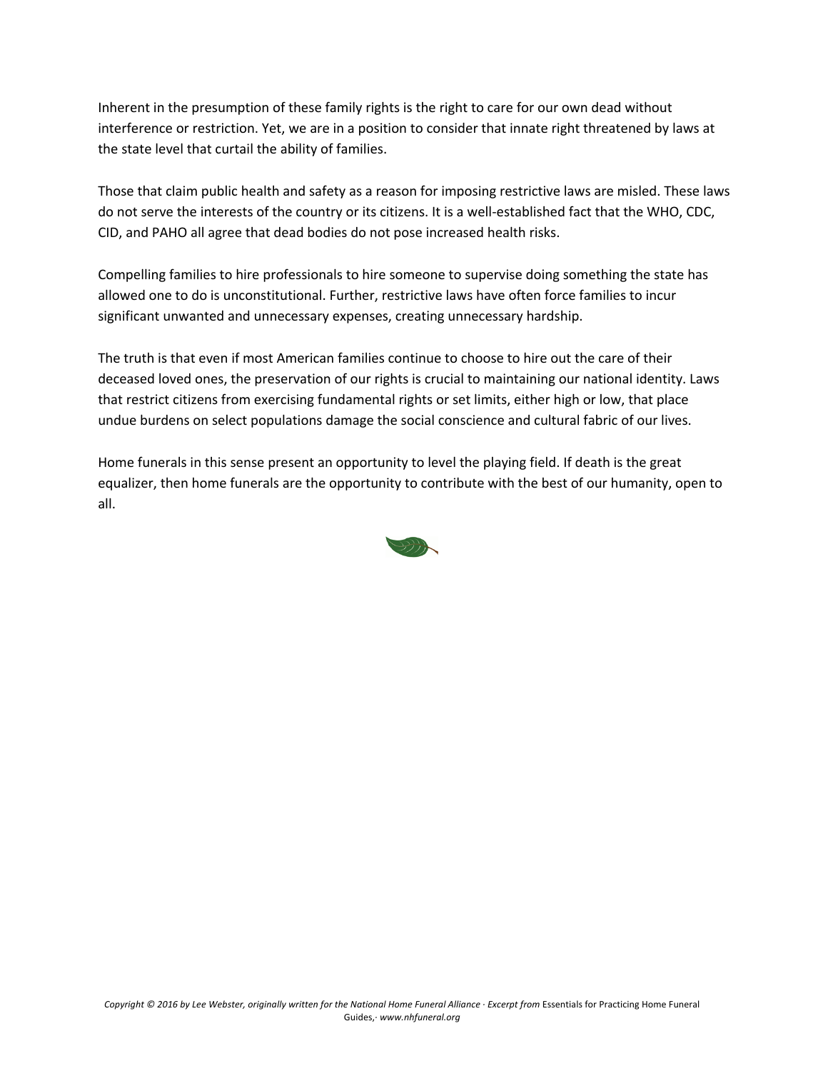Inherent in the presumption of these family rights is the right to care for our own dead without interference or restriction. Yet, we are in a position to consider that innate right threatened by laws at the state level that curtail the ability of families.

Those that claim public health and safety as a reason for imposing restrictive laws are misled. These laws do not serve the interests of the country or its citizens. It is a well-established fact that the WHO, CDC, CID, and PAHO all agree that dead bodies do not pose increased health risks.

Compelling families to hire professionals to hire someone to supervise doing something the state has allowed one to do is unconstitutional. Further, restrictive laws have often force families to incur significant unwanted and unnecessary expenses, creating unnecessary hardship.

The truth is that even if most American families continue to choose to hire out the care of their deceased loved ones, the preservation of our rights is crucial to maintaining our national identity. Laws that restrict citizens from exercising fundamental rights or set limits, either high or low, that place undue burdens on select populations damage the social conscience and cultural fabric of our lives.

Home funerals in this sense present an opportunity to level the playing field. If death is the great equalizer, then home funerals are the opportunity to contribute with the best of our humanity, open to all.

*Copyright © 2016 by Lee Webster, originally written for the National Home Funeral Alliance · Excerpt from* Essentials for Practicing Home Funeral Guides,· *www.nhfuneral.org*